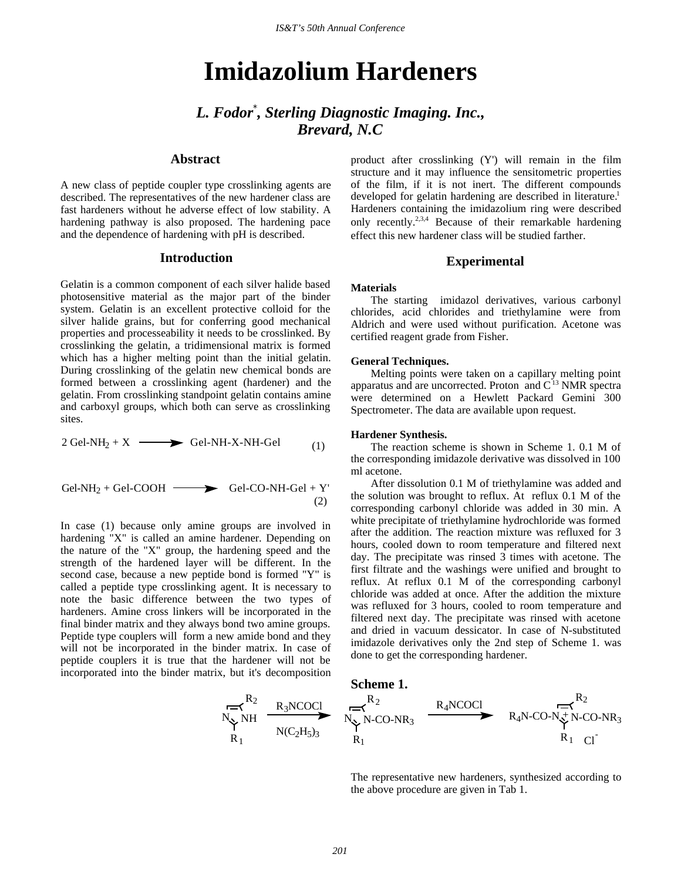# Imidazolium Hardeners

## *L. Fodor[*], Sterling Diagnostic Imaging. Inc., Brevard, N.C*

### Abstract

A new class of peptide coupler type crosslinking agents are described. The representatives of the new hardener class are fast hardeners without he adverse effect of low stability. A hardening pathway is also proposed. The hardening pace and the dependence of hardening with pH is described.

### Introduction

Gelatin is a common component of each silver halide based photosensitive material as the major part of the binder system. Gelatin is an excellent protective colloid for the silver halide grains, but for conferring good mechanical properties and processeability it needs to be crosslinked. By crosslinking the gelatin, a tridimensional matrix is formed which has a higher melting point than the initial gelatin. During crosslinking of the gelatin new chemical bonds are formed between a crosslinking agent (hardener) and the gelatin. From crosslinking standpoint gelatin contains amine and carboxyl groups, which both can serve as crosslinking sites.

$$2\ \text{Gel-NH}_2 + \text{X} \longrightarrow \text{Gel-NH-X-NH-Gel} \qquad (1)$$

$$\text{Gel-NH}_2 + \text{Gel-COOH} \longrightarrow \text{Gel-CO-NH-Gel} + \text{Y'} \qquad (2)$$

In case (1) because only amine groups are involved in hardening "X" is called an amine hardener. Depending on the nature of the "X" group, the hardening speed and the strength of the hardened layer will be different. In the second case, because a new peptide bond is formed "Y" is called a peptide type crosslinking agent. It is necessary to note the basic difference between the two types of hardeners. Amine cross linkers will be incorporated in the final binder matrix and they always bond two amine groups. Peptide type couplers will form a new amide bond and they will not be incorporated in the binder matrix. In case of peptide couplers it is true that the hardener will not be incorporated into the binder matrix, but it's decomposition product after crosslinking (Y') will remain in the film structure and it may influence the sensitometric properties of the film, if it is not inert. The different compounds developed for gelatin hardening are described in literature.[1] Hardeners containing the imidazolium ring were described only recently.[2,3,4] Because of their remarkable hardening effect this new hardener class will be studied farther.

### Experimental

**Materials**

The starting imidazol derivatives, various carbonyl chlorides, acid chlorides and triethylamine were from Aldrich and were used without purification. Acetone was certified reagent grade from Fisher.

**General Techniques.**

Melting points were taken on a capillary melting point apparatus and are uncorrected. Proton and $C^{13}$ NMR spectra were determined on a Hewlett Packard Gemini 300 Spectrometer. The data are available upon request.

**Hardener Synthesis.**

The reaction scheme is shown in Scheme 1. 0.1 M of the corresponding imidazole derivative was dissolved in 100 ml acetone.

After dissolution 0.1 M of triethylamine was added and the solution was brought to reflux. At reflux 0.1 M of the corresponding carbonyl chloride was added in 30 min. A white precipitate of triethylamine hydrochloride was formed after the addition. The reaction mixture was refluxed for 3 hours, cooled down to room temperature and filtered next day. The precipitate was rinsed 3 times with acetone. The first filtrate and the washings were unified and brought to reflux. At reflux 0.1 M of the corresponding carbonyl chloride was added at once. After the addition the mixture was refluxed for 3 hours, cooled to room temperature and filtered next day. The precipitate was rinsed with acetone and dried in vacuum dessicator. In case of N-substituted imidazole derivatives only the 2nd step of Scheme 1. was done to get the corresponding hardener.

**Scheme 1.**

Imidazole ($R_1$, $R_2$; N, NH) $\xrightarrow[\text{N(C}_2\text{H}_5)_3]{\text{R}_3\text{NCOCl}}$ imidazole ($R_1$, $R_2$; N, N-CO-NR$_3$) $\xrightarrow{\text{R}_4\text{NCOCl}}$ $R_4$N-CO-N$^+$ imidazolium ($R_1$, $R_2$) N-CO-NR$_3$ $Cl^-$

The representative new hardeners, synthesized according to the above procedure are given in Tab 1.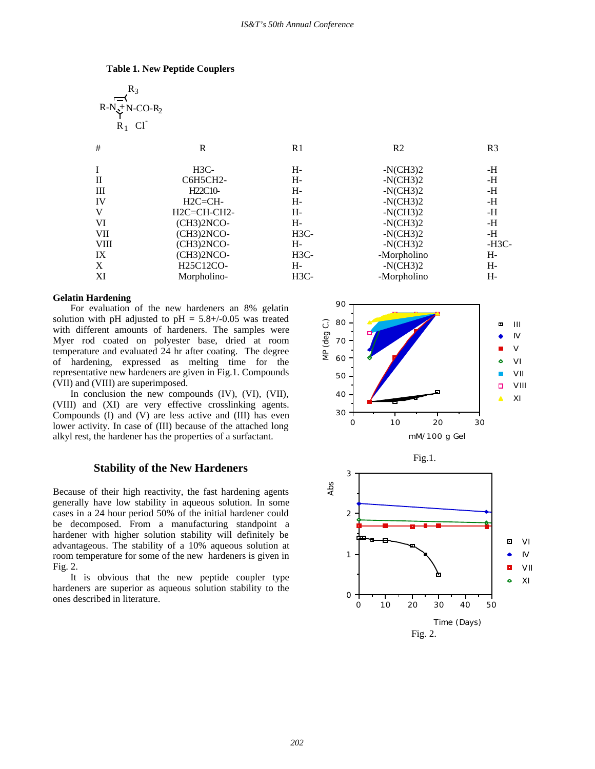**Table 1. New Peptide Couplers**

R-N(+)N-CO-$R_2$ with $R_3$, $R_1$, $Cl^-$

| # | R | R1 | R2 | R3 |
|---|---|---|---|---|
| I | H3C- | H- | -N(CH3)2 | -H |
| II | C6H5CH2- | H- | -N(CH3)2 | -H |
| III | H22C10- | H- | -N(CH3)2 | -H |
| IV | H2C=CH- | H- | -N(CH3)2 | -H |
| V | H2C=CH-CH2- | H- | -N(CH3)2 | -H |
| VI | (CH3)2NCO- | H- | -N(CH3)2 | -H |
| VII | (CH3)2NCO- | H3C- | -N(CH3)2 | -H |
| VIII | (CH3)2NCO- | H- | -N(CH3)2 | -H3C- |
| IX | (CH3)2NCO- | H3C- | -Morpholino | H- |
| X | H25C12CO- | H- | -N(CH3)2 | H- |
| XI | Morpholino- | H3C- | -Morpholino | H- |

### Gelatin Hardening

For evaluation of the new hardeners an 8% gelatin solution with pH adjusted to pH = 5.8+/-0.05 was treated with different amounts of hardeners. The samples were Myer rod coated on polyester base, dried at room temperature and evaluated 24 hr after coating. The degree of hardening, expressed as melting time for the representative new hardeners are given in Fig.1. Compounds (VII) and (VIII) are superimposed.

In conclusion the new compounds (IV), (VI), (VII), (VIII) and (XI) are very effective crosslinking agents. Compounds (I) and (V) are less active and (III) has even lower activity. In case of (III) because of the attached long alkyl rest, the hardener has the properties of a surfactant.

Fig.1.

## Stability of the New Hardeners

Because of their high reactivity, the fast hardening agents generally have low stability in aqueous solution. In some cases in a 24 hour period 50% of the initial hardener could be decomposed. From a manufacturing standpoint a hardener with higher solution stability will definitely be advantageous. The stability of a 10% aqueous solution at room temperature for some of the new hardeners is given in Fig. 2.

It is obvious that the new peptide coupler type hardeners are superior as aqueous solution stability to the ones described in literature.

Fig. 2.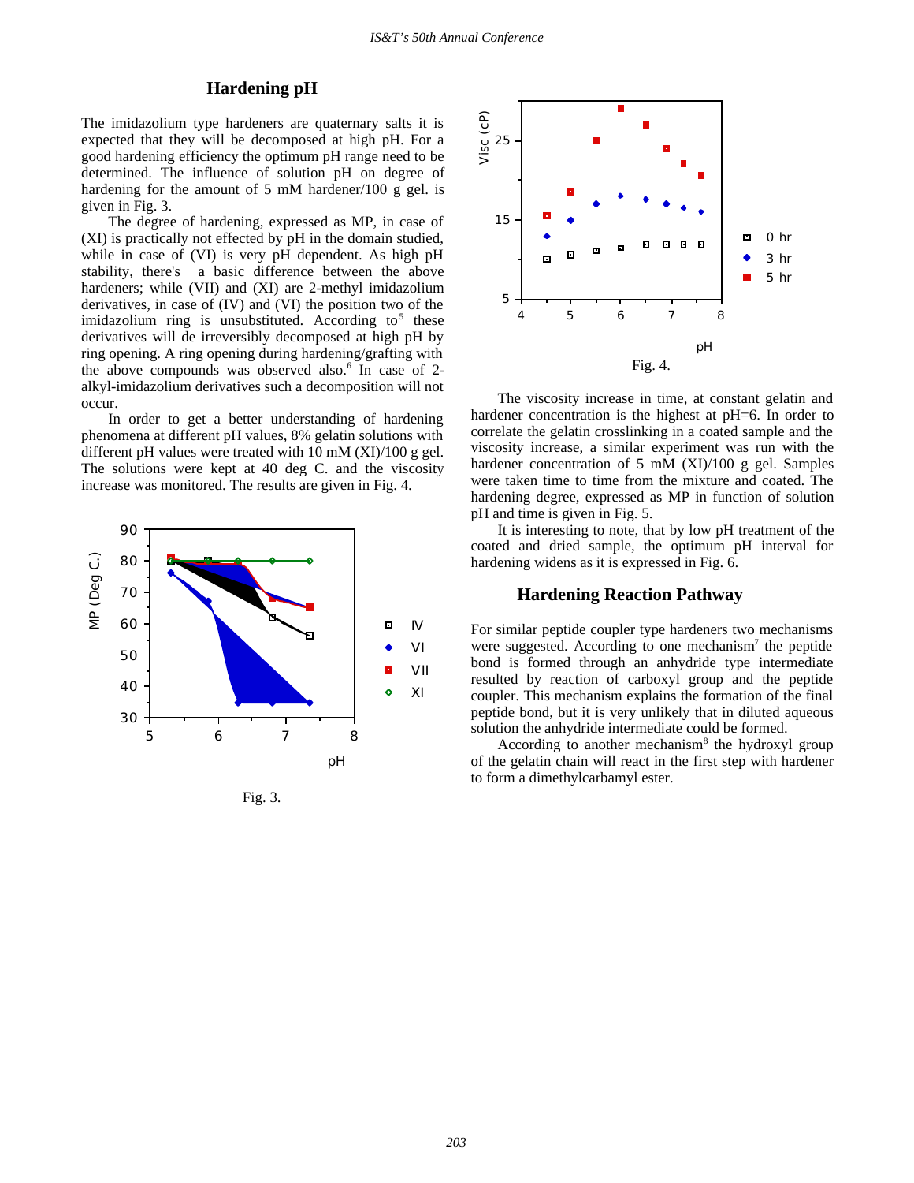## Hardening pH

The imidazolium type hardeners are quaternary salts it is expected that they will be decomposed at high pH. For a good hardening efficiency the optimum pH range need to be determined. The influence of solution pH on degree of hardening for the amount of 5 mM hardener/100 g gel. is given in Fig. 3.

The degree of hardening, expressed as MP, in case of (XI) is practically not effected by pH in the domain studied, while in case of (VI) is very pH dependent. As high pH stability, there's a basic difference between the above hardeners; while (VII) and (XI) are 2-methyl imidazolium derivatives, in case of (IV) and (VI) the position two of the imidazolium ring is unsubstituted. According to[5] these derivatives will de irreversibly decomposed at high pH by ring opening. A ring opening during hardening/grafting with the above compounds was observed also.[6] In case of 2-alkyl-imidazolium derivatives such a decomposition will not occur.

In order to get a better understanding of hardening phenomena at different pH values, 8% gelatin solutions with different pH values were treated with 10 mM (XI)/100 g gel. The solutions were kept at 40 deg C. and the viscosity increase was monitored. The results are given in Fig. 4.

Fig. 3.

Fig. 4.

The viscosity increase in time, at constant gelatin and hardener concentration is the highest at pH=6. In order to correlate the gelatin crosslinking in a coated sample and the viscosity increase, a similar experiment was run with the hardener concentration of 5 mM (XI)/100 g gel. Samples were taken time to time from the mixture and coated. The hardening degree, expressed as MP in function of solution pH and time is given in Fig. 5.

It is interesting to note, that by low pH treatment of the coated and dried sample, the optimum pH interval for hardening widens as it is expressed in Fig. 6.

## Hardening Reaction Pathway

For similar peptide coupler type hardeners two mechanisms were suggested. According to one mechanism[7] the peptide bond is formed through an anhydride type intermediate resulted by reaction of carboxyl group and the peptide coupler. This mechanism explains the formation of the final peptide bond, but it is very unlikely that in diluted aqueous solution the anhydride intermediate could be formed.

According to another mechanism[8] the hydroxyl group of the gelatin chain will react in the first step with hardener to form a dimethylcarbamyl ester.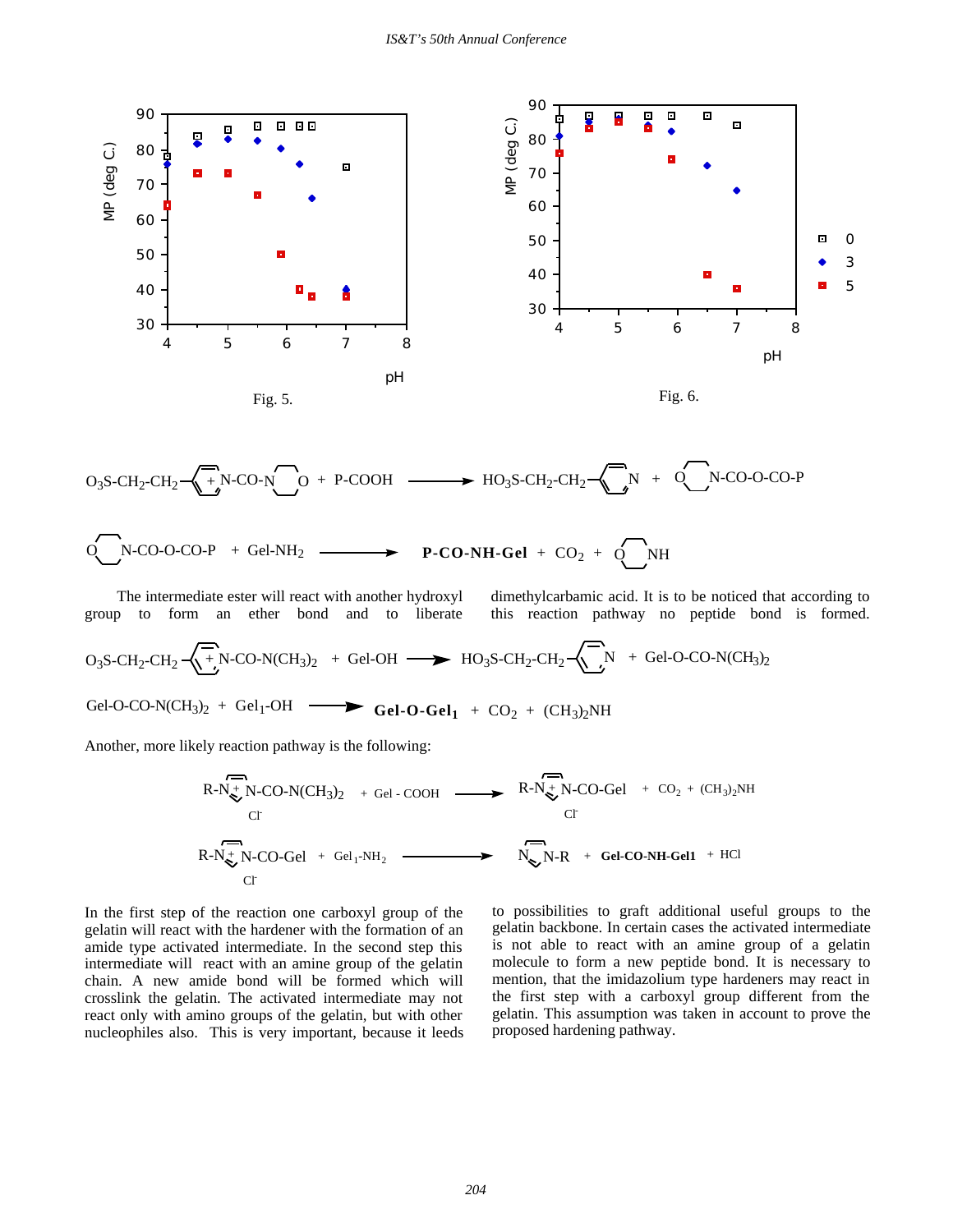Fig. 5.

Fig. 6.

$$O_3S\text{-}CH_2\text{-}CH_2\text{-}Py^{+}\text{-}N\text{-}CO\text{-}N(morpholine) + P\text{-}COOH \longrightarrow HO_3S\text{-}CH_2\text{-}CH_2\text{-}Py + (morpholine)N\text{-}CO\text{-}O\text{-}CO\text{-}P$$

$$(morpholine)N\text{-}CO\text{-}O\text{-}CO\text{-}P + Gel\text{-}NH_2 \longrightarrow \mathbf{P\text{-}CO\text{-}NH\text{-}Gel} + CO_2 + (morpholine)NH$$

The intermediate ester will react with another hydroxyl group to form an ether bond and to liberate dimethylcarbamic acid. It is to be noticed that according to this reaction pathway no peptide bond is formed.

$$O_3S\text{-}CH_2\text{-}CH_2\text{-}Py^{+}\text{-}N\text{-}CO\text{-}N(CH_3)_2 + Gel\text{-}OH \longrightarrow HO_3S\text{-}CH_2\text{-}CH_2\text{-}Py + Gel\text{-}O\text{-}CO\text{-}N(CH_3)_2$$

$$Gel\text{-}O\text{-}CO\text{-}N(CH_3)_2 + Gel_1\text{-}OH \longrightarrow \mathbf{Gel\text{-}O\text{-}Gel_1} + CO_2 + (CH_3)_2NH$$

Another, more likely reaction pathway is the following:

$$R\text{-}N\text{(imidazolium)}^{+}\text{-}N\text{-}CO\text{-}N(CH_3)_2\ Cl^{-} + Gel\text{-}COOH \longrightarrow R\text{-}N\text{(imidazolium)}^{+}\text{-}N\text{-}CO\text{-}Gel\ Cl^{-} + CO_2 + (CH_3)_2NH$$

$$R\text{-}N\text{(imidazolium)}^{+}\text{-}N\text{-}CO\text{-}Gel\ Cl^{-} + Gel_1\text{-}NH_2 \longrightarrow N\text{(imidazole)}N\text{-}R + \mathbf{Gel\text{-}CO\text{-}NH\text{-}Gel1} + HCl$$

In the first step of the reaction one carboxyl group of the gelatin will react with the hardener with the formation of an amide type activated intermediate. In the second step this intermediate will react with an amine group of the gelatin chain. A new amide bond will be formed which will crosslink the gelatin. The activated intermediate may not react only with amino groups of the gelatin, but with other nucleophiles also. This is very important, because it leeds to possibilities to graft additional useful groups to the gelatin backbone. In certain cases the activated intermediate is not able to react with an amine group of a gelatin molecule to form a new peptide bond. It is necessary to mention, that the imidazolium type hardeners may react in the first step with a carboxyl group different from the gelatin. This assumption was taken in account to prove the proposed hardening pathway.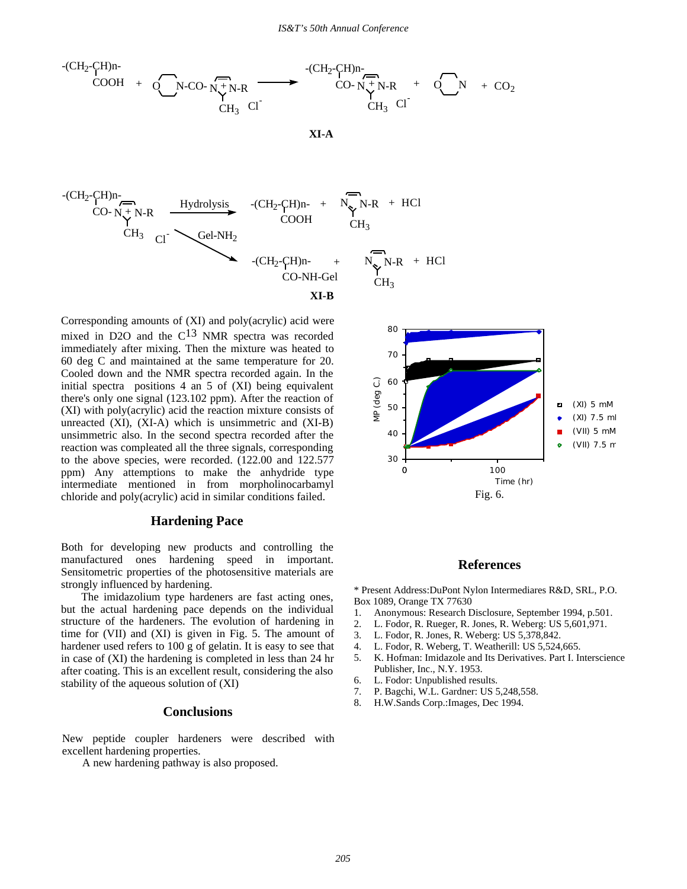$$-(CH_2\text{-}CH)_n\text{-}(COOH) + O\langle\rangle N\text{-}CO\text{-}N^{+}\text{(imidazolium)}N\text{-}R\ (CH_3)\ Cl^- \longrightarrow -(CH_2\text{-}CH)_n\text{-}(CO\text{-}N^{+}\text{(imidazolium)}N\text{-}R)\ (CH_3)\ Cl^- + O\langle\rangle N + CO_2$$

**XI-A**

$$-(CH_2\text{-}CH)_n\text{-}(CO\text{-}N^{+}\text{(imidazolium)}N\text{-}R)\ (CH_3)\ Cl^- \xrightarrow{\text{Hydrolysis}} -(CH_2\text{-}CH)_n\text{-}(COOH) + N\text{(imidazole)}N\text{-}R\ (CH_3) + HCl$$

$$\xrightarrow{\text{Gel-NH}_2} -(CH_2\text{-}CH)_n\text{-}(CO\text{-}NH\text{-}Gel) + N\text{(imidazole)}N\text{-}R\ (CH_3) + HCl$$

**XI-B**

Corresponding amounts of (XI) and poly(acrylic) acid were mixed in D2O and the $C^{13}$ NMR spectra was recorded immediately after mixing. Then the mixture was heated to 60 deg C and maintained at the same temperature for 20. Cooled down and the NMR spectra recorded again. In the initial spectra positions 4 an 5 of (XI) being equivalent there's only one signal (123.102 ppm). After the reaction of (XI) with poly(acrylic) acid the reaction mixture consists of unreacted (XI), (XI-A) which is unsimmetric and (XI-B) unsimmetric also. In the second spectra recorded after the reaction was compleated all the three signals, corresponding to the above species, were recorded. (122.00 and 122.577 ppm) Any attemptions to make the anhydride type intermediate mentioned in from morpholinocarbamyl chloride and poly(acrylic) acid in similar conditions failed.

## Hardening Pace

Both for developing new products and controlling the manufactured ones hardening speed in important. Sensitometric properties of the photosensitive materials are strongly influenced by hardening.

The imidazolium type hardeners are fast acting ones, but the actual hardening pace depends on the individual structure of the hardeners. The evolution of hardening in time for (VII) and (XI) is given in Fig. 5. The amount of hardener used refers to 100 g of gelatin. It is easy to see that in case of (XI) the hardening is completed in less than 24 hr after coating. This is an excellent result, considering the also stability of the aqueous solution of (XI)

## Conclusions

New peptide coupler hardeners were described with excellent hardening properties.

A new hardening pathway is also proposed.

MP (deg C.)
80
70
60
50
40
30
0
100
Time (hr)
(XI) 5 mM
(XI) 7.5 ml
(VII) 5 mM
(VII) 7.5 m

Fig. 6.

## References

\* Present Address:DuPont Nylon Intermediares R&D, SRL, P.O. Box 1089, Orange TX 77630

1. Anonymous: Research Disclosure, September 1994, p.501.
2. L. Fodor, R. Rueger, R. Jones, R. Weberg: US 5,601,971.
3. L. Fodor, R. Jones, R. Weberg: US 5,378,842.
4. L. Fodor, R. Weberg, T. Weatherill: US 5,524,665.
5. K. Hofman: Imidazole and Its Derivatives. Part I. Interscience Publisher, Inc., N.Y. 1953.
6. L. Fodor: Unpublished results.
7. P. Bagchi, W.L. Gardner: US 5,248,558.
8. H.W.Sands Corp.:Images, Dec 1994.